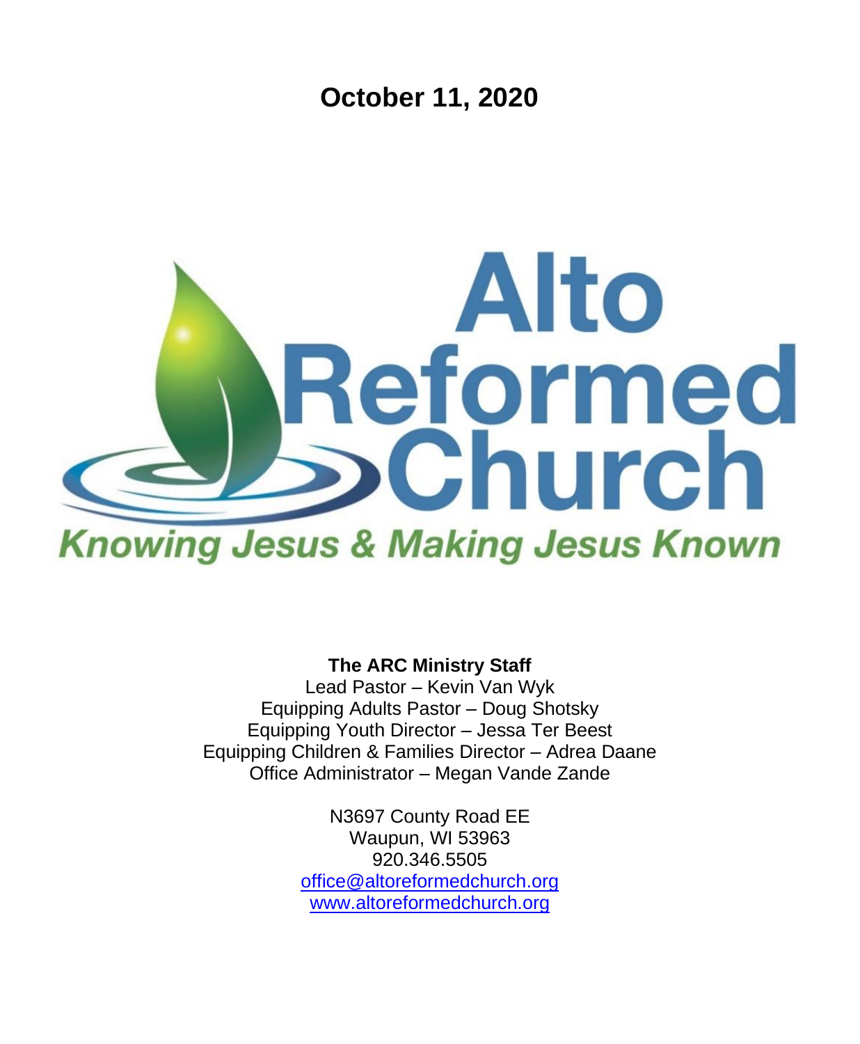# October 11, 2020

Alto Reformed Church

*Knowing Jesus & Making Jesus Known*

**The ARC Ministry Staff**

Lead Pastor – Kevin Van Wyk
Equipping Adults Pastor – Doug Shotsky
Equipping Youth Director – Jessa Ter Beest
Equipping Children & Families Director – Adrea Daane
Office Administrator – Megan Vande Zande

N3697 County Road EE
Waupun, WI 53963
920.346.5505
office@altoreformedchurch.org
www.altoreformedchurch.org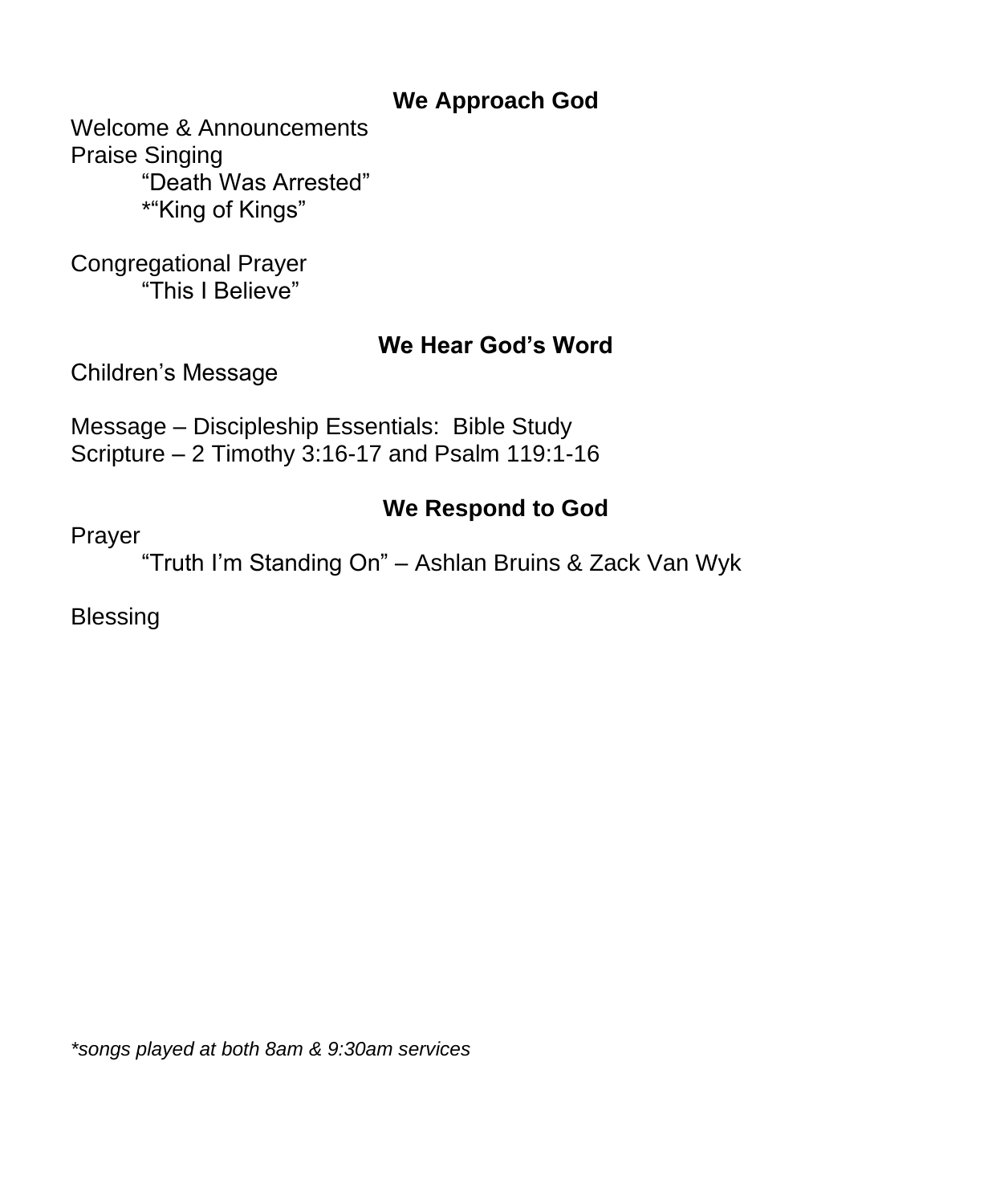## We Approach God

Welcome & Announcements
Praise Singing
    “Death Was Arrested”
    *“King of Kings”

Congregational Prayer
    “This I Believe”

## We Hear God’s Word

Children’s Message

Message – Discipleship Essentials: Bible Study
Scripture – 2 Timothy 3:16-17 and Psalm 119:1-16

## We Respond to God

Prayer
    “Truth I’m Standing On” – Ashlan Bruins & Zack Van Wyk

Blessing

*\*songs played at both 8am & 9:30am services*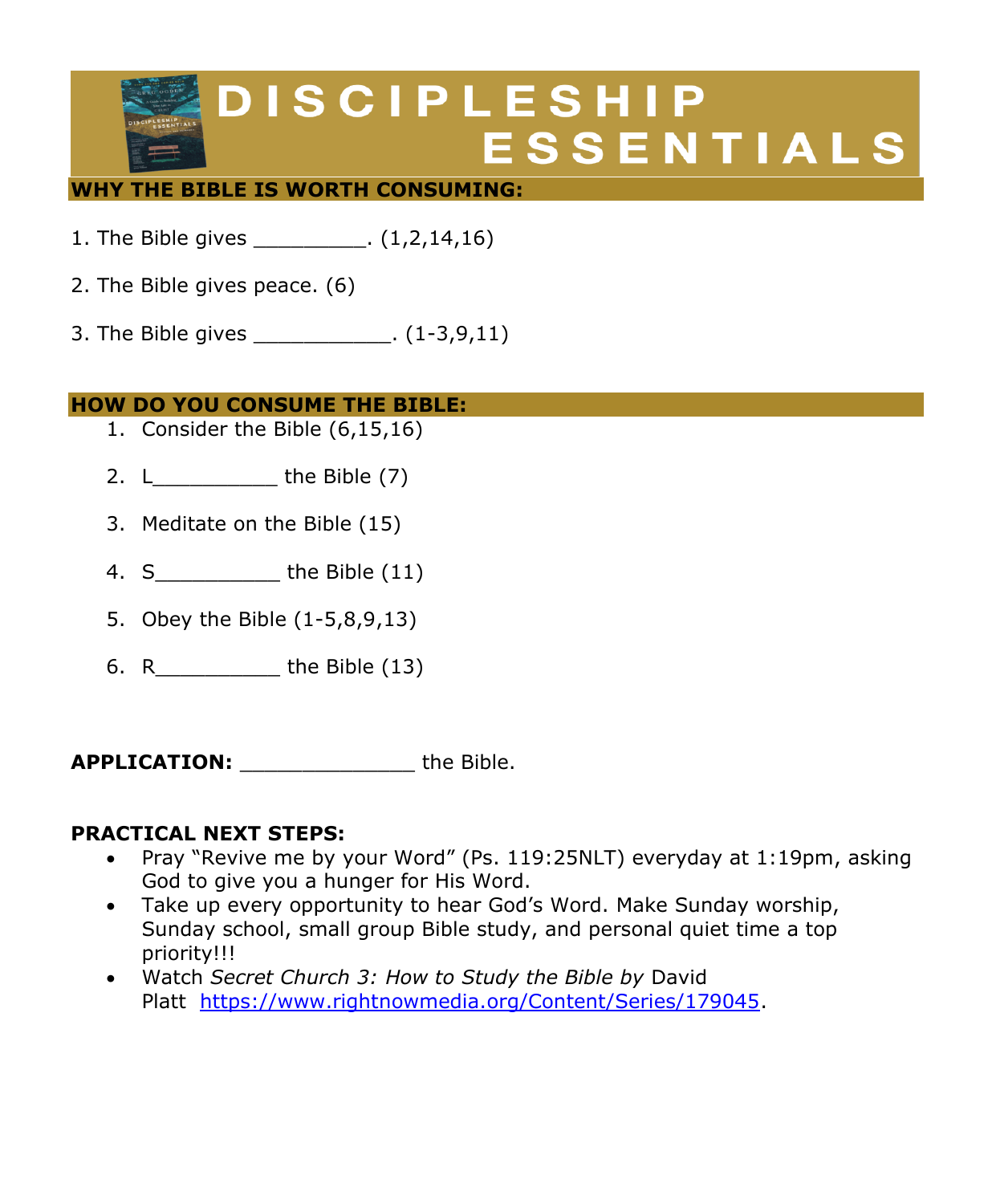# DISCIPLESHIP ESSENTIALS

## WHY THE BIBLE IS WORTH CONSUMING:

1. The Bible gives _________. (1,2,14,16)

2. The Bible gives peace. (6)

3. The Bible gives ___________. (1-3,9,11)

## HOW DO YOU CONSUME THE BIBLE:

1. Consider the Bible (6,15,16)
2. L__________ the Bible (7)
3. Meditate on the Bible (15)
4. S__________ the Bible (11)
5. Obey the Bible (1-5,8,9,13)
6. R__________ the Bible (13)

**APPLICATION:** ______________ the Bible.

**PRACTICAL NEXT STEPS:**

- Pray "Revive me by your Word" (Ps. 119:25NLT) everyday at 1:19pm, asking God to give you a hunger for His Word.
- Take up every opportunity to hear God's Word. Make Sunday worship, Sunday school, small group Bible study, and personal quiet time a top priority!!!
- Watch *Secret Church 3: How to Study the Bible by* David Platt https://www.rightnowmedia.org/Content/Series/179045.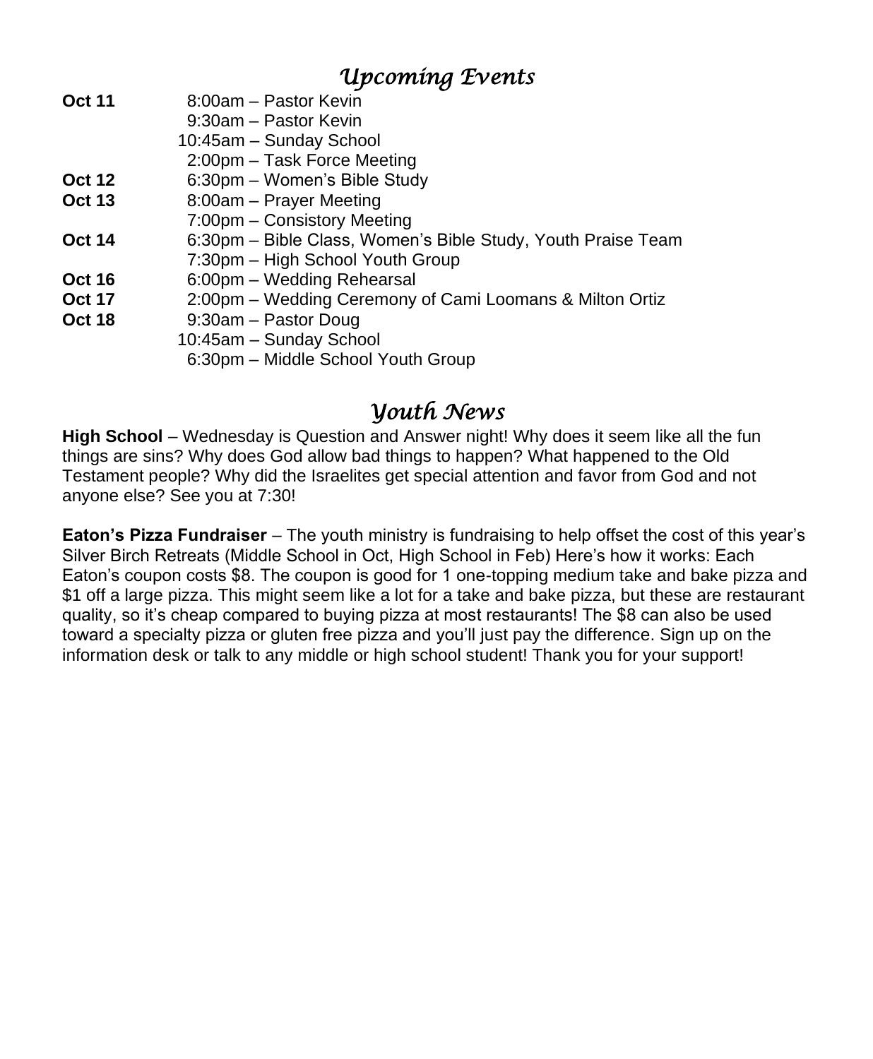## *Upcoming Events*

| | |
|---|---|
| **Oct 11** | 8:00am – Pastor Kevin |
| | 9:30am – Pastor Kevin |
| | 10:45am – Sunday School |
| | 2:00pm – Task Force Meeting |
| **Oct 12** | 6:30pm – Women's Bible Study |
| **Oct 13** | 8:00am – Prayer Meeting |
| | 7:00pm – Consistory Meeting |
| **Oct 14** | 6:30pm – Bible Class, Women's Bible Study, Youth Praise Team |
| | 7:30pm – High School Youth Group |
| **Oct 16** | 6:00pm – Wedding Rehearsal |
| **Oct 17** | 2:00pm – Wedding Ceremony of Cami Loomans & Milton Ortiz |
| **Oct 18** | 9:30am – Pastor Doug |
| | 10:45am – Sunday School |
| | 6:30pm – Middle School Youth Group |

## *Youth News*

**High School** – Wednesday is Question and Answer night! Why does it seem like all the fun things are sins? Why does God allow bad things to happen? What happened to the Old Testament people? Why did the Israelites get special attention and favor from God and not anyone else? See you at 7:30!

**Eaton's Pizza Fundraiser** – The youth ministry is fundraising to help offset the cost of this year's Silver Birch Retreats (Middle School in Oct, High School in Feb) Here's how it works: Each Eaton's coupon costs $8. The coupon is good for 1 one-topping medium take and bake pizza and $1 off a large pizza. This might seem like a lot for a take and bake pizza, but these are restaurant quality, so it's cheap compared to buying pizza at most restaurants! The $8 can also be used toward a specialty pizza or gluten free pizza and you'll just pay the difference. Sign up on the information desk or talk to any middle or high school student! Thank you for your support!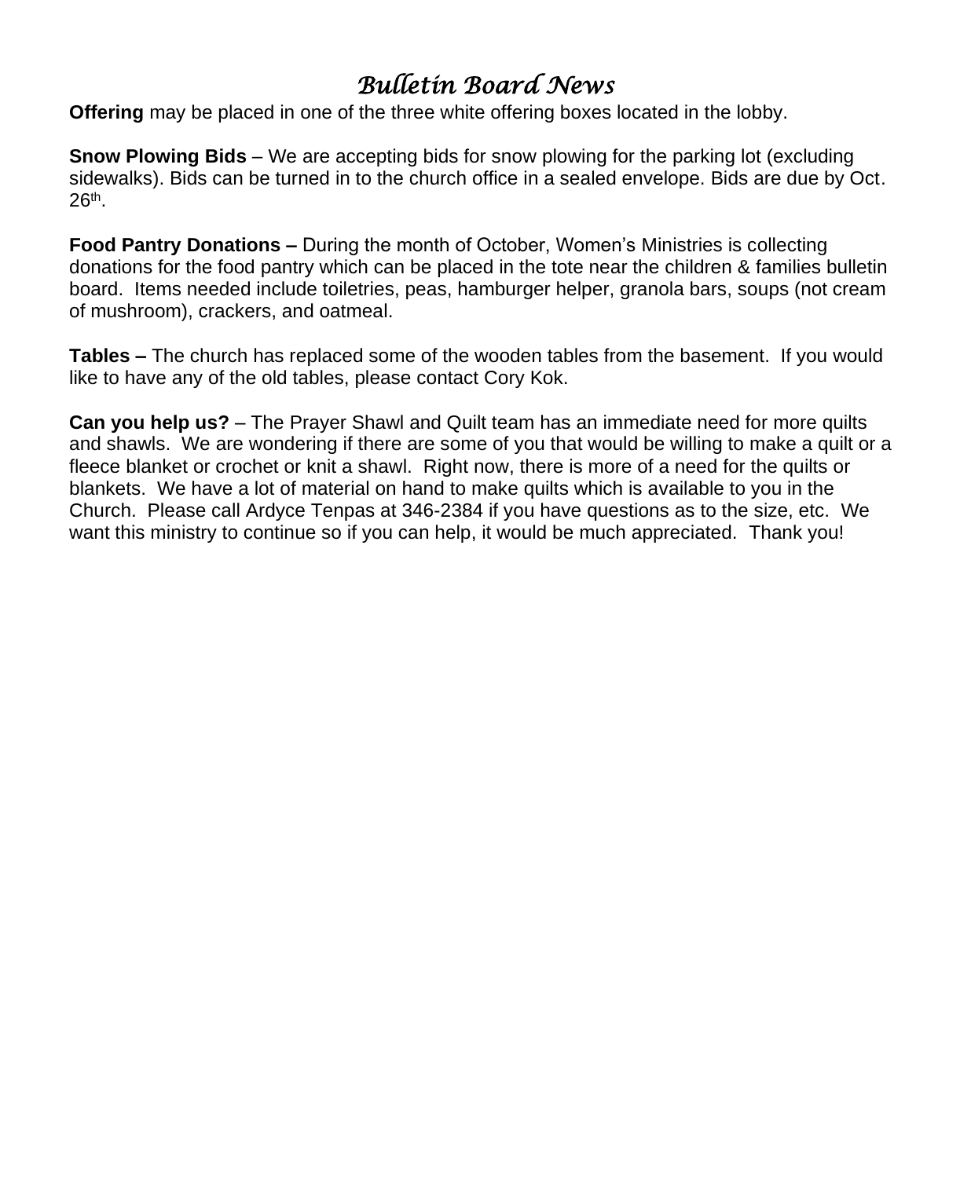# *Bulletin Board News*

**Offering** may be placed in one of the three white offering boxes located in the lobby.

**Snow Plowing Bids** – We are accepting bids for snow plowing for the parking lot (excluding sidewalks). Bids can be turned in to the church office in a sealed envelope. Bids are due by Oct. 26th.

**Food Pantry Donations –** During the month of October, Women's Ministries is collecting donations for the food pantry which can be placed in the tote near the children & families bulletin board. Items needed include toiletries, peas, hamburger helper, granola bars, soups (not cream of mushroom), crackers, and oatmeal.

**Tables –** The church has replaced some of the wooden tables from the basement. If you would like to have any of the old tables, please contact Cory Kok.

**Can you help us?** – The Prayer Shawl and Quilt team has an immediate need for more quilts and shawls. We are wondering if there are some of you that would be willing to make a quilt or a fleece blanket or crochet or knit a shawl. Right now, there is more of a need for the quilts or blankets. We have a lot of material on hand to make quilts which is available to you in the Church. Please call Ardyce Tenpas at 346-2384 if you have questions as to the size, etc. We want this ministry to continue so if you can help, it would be much appreciated. Thank you!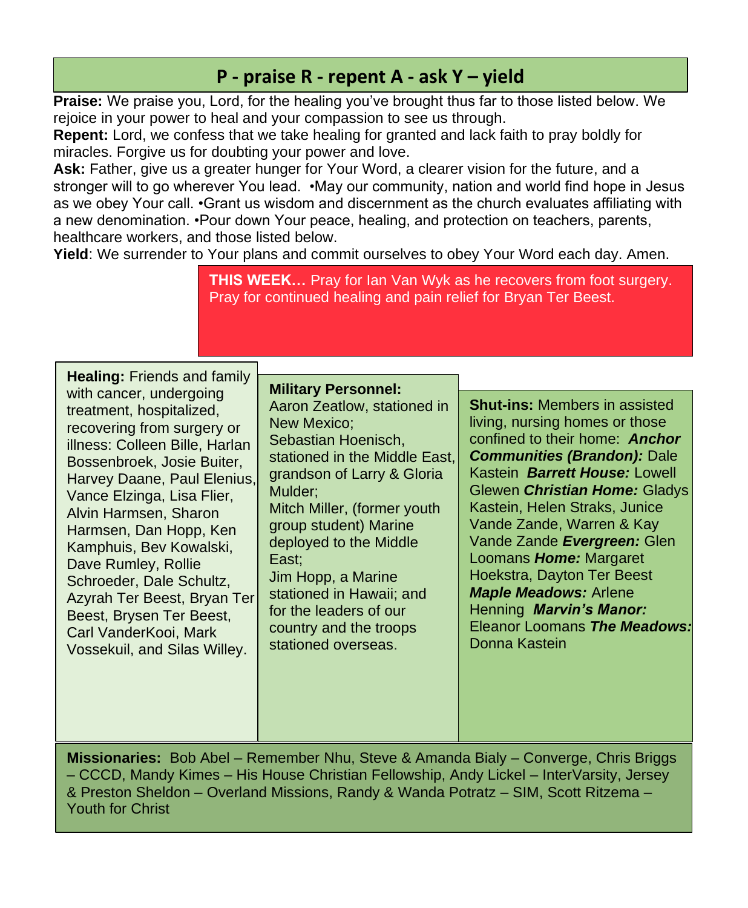## P - praise R - repent A - ask Y – yield

**Praise:** We praise you, Lord, for the healing you've brought thus far to those listed below. We rejoice in your power to heal and your compassion to see us through.

**Repent:** Lord, we confess that we take healing for granted and lack faith to pray boldly for miracles. Forgive us for doubting your power and love.

**Ask:** Father, give us a greater hunger for Your Word, a clearer vision for the future, and a stronger will to go wherever You lead. •May our community, nation and world find hope in Jesus as we obey Your call. •Grant us wisdom and discernment as the church evaluates affiliating with a new denomination. •Pour down Your peace, healing, and protection on teachers, parents, healthcare workers, and those listed below.

**Yield**: We surrender to Your plans and commit ourselves to obey Your Word each day. Amen.

**THIS WEEK…** Pray for Ian Van Wyk as he recovers from foot surgery. Pray for continued healing and pain relief for Bryan Ter Beest.

**Healing:** Friends and family with cancer, undergoing treatment, hospitalized, recovering from surgery or illness: Colleen Bille, Harlan Bossenbroek, Josie Buiter, Harvey Daane, Paul Elenius, Vance Elzinga, Lisa Flier, Alvin Harmsen, Sharon Harmsen, Dan Hopp, Ken Kamphuis, Bev Kowalski, Dave Rumley, Rollie Schroeder, Dale Schultz, Azyrah Ter Beest, Bryan Ter Beest, Brysen Ter Beest, Carl VanderKooi, Mark Vossekuil, and Silas Willey.

**Military Personnel:**
Aaron Zeatlow, stationed in New Mexico;
Sebastian Hoenisch, stationed in the Middle East, grandson of Larry & Gloria Mulder;
Mitch Miller, (former youth group student) Marine deployed to the Middle East;
Jim Hopp, a Marine stationed in Hawaii; and for the leaders of our country and the troops stationed overseas.

**Shut-ins:** Members in assisted living, nursing homes or those confined to their home: ***Anchor Communities (Brandon):*** Dale Kastein ***Barrett House:*** Lowell Glewen ***Christian Home:*** Gladys Kastein, Helen Straks, Junice Vande Zande, Warren & Kay Vande Zande ***Evergreen:*** Glen Loomans ***Home:*** Margaret Hoekstra, Dayton Ter Beest ***Maple Meadows:*** Arlene Henning ***Marvin's Manor:*** Eleanor Loomans ***The Meadows:*** Donna Kastein

**Missionaries:** Bob Abel – Remember Nhu, Steve & Amanda Bialy – Converge, Chris Briggs – CCCD, Mandy Kimes – His House Christian Fellowship, Andy Lickel – InterVarsity, Jersey & Preston Sheldon – Overland Missions, Randy & Wanda Potratz – SIM, Scott Ritzema – Youth for Christ